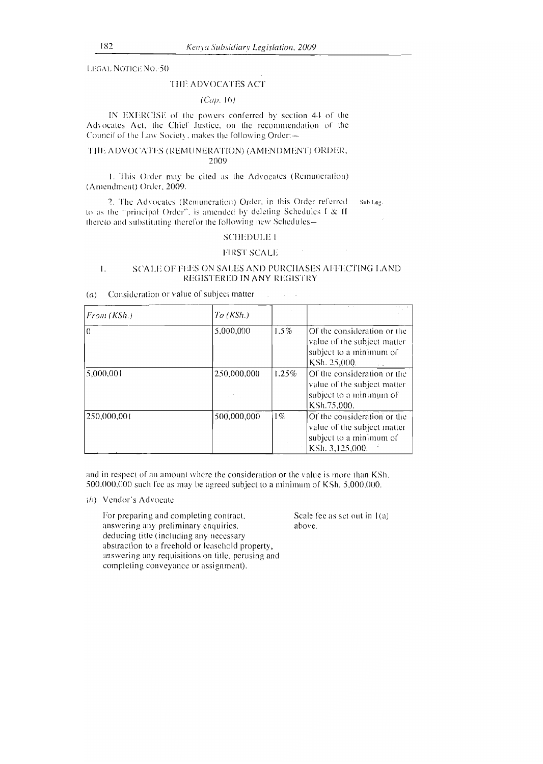LEGAL NOTICE NO. 50

## THE ADVOCATES ACT

*(Cap. 16)*

IN EXERCISE of the powers conferred by section 44 of the Advocates Act, the Chief Justice, on the recommendation of the Council of the Law Society, makes the following Order:—

### THE ADVOCATES (REMUNERATION) (AMENDMENT) ORDER, 2009

1. This Order may be cited as the Advocates (Remuneration) (Amendment) Order, 2009.

2. The Advocates (Remuneration) Order, in this Order referred to as the "principal Order", is amended by deleting Schedules I & II thereto and substituting therefor the following new Schedules—

Sub Leg.

### SCHEDULE I

### FIRST SCALE

#### 1. SCALE OF FEES ON SALES AND PURCHASES AFFECTING LAND REGISTERED IN ANY REGISTRY

(*a*) Consideration or value of subject matter

| *From (KSh.)* | *To (KSh.)* | | |
|---|---|---|---|
| 0 | 5,000,000 | 1.5% | Of the consideration or the value of the subject matter subject to a minimum of KSh. 25,000. |
| 5,000,001 | 250,000,000 | 1.25% | Of the consideration or the value of the subject matter subject to a minimum of KSh.75,000. |
| 250,000,001 | 500,000,000 | 1% | Of the consideration or the value of the subject matter subject to a minimum of KSh. 3,125,000. |

and in respect of an amount where the consideration or the value is more than KSh. 500,000,000 such fee as may be agreed subject to a minimum of KSh. 5,000,000.

(*b*) Vendor's Advocate

| | |
|---|---|
| For preparing and completing contract, answering any preliminary enquiries, deducing title (including any necessary abstraction to a freehold or leasehold property, answering any requisitions on title, perusing and completing conveyance or assignment). | Scale fee as set out in 1(a) above. |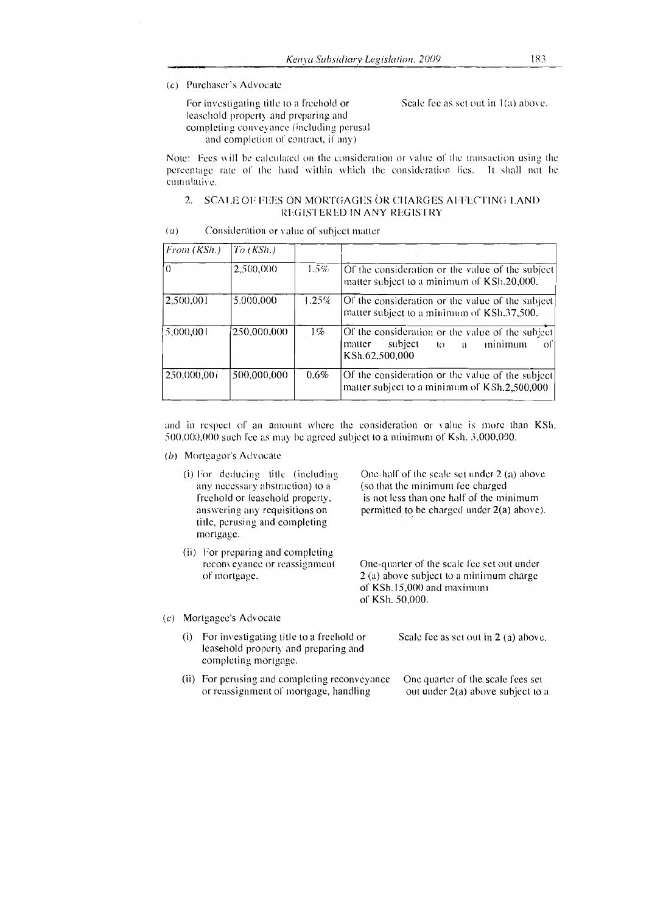(c) Purchaser's Advocate

For investigating title to a freehold or leasehold property and preparing and completing conveyance (including perusal and completion of contract, if any) — Scale fee as set out in 1(a) above.

Note: Fees will be calculated on the consideration or value of the transaction using the percentage rate of the band within which the consideration lies. It shall not be cumulative.

## 2. SCALE OF FEES ON MORTGAGES OR CHARGES AFFECTING LAND REGISTERED IN ANY REGISTRY

(a) Consideration or value of subject matter

| From (KSh.) | To (KSh.) | | |
|---|---|---|---|
| 0 | 2,500,000 | 1.5% | Of the consideration or the value of the subject matter subject to a minimum of KSh.20,000. |
| 2,500,001 | 5,000,000 | 1.25% | Of the consideration or the value of the subject matter subject to a minimum of KSh.37,500. |
| 5,000,001 | 250,000,000 | 1% | Of the consideration or the value of the subject matter subject to a minimum of KSh.62,500,000 |
| 250,000,001 | 500,000,000 | 0.6% | Of the consideration or the value of the subject matter subject to a minimum of KSh.2,500,000 |

and in respect of an amount where the consideration or value is more than KSh. 500,000,000 such fee as may be agreed subject to a minimum of Ksh. 3,000,000.

(b) Mortgagor's Advocate

(i) For deducing title (including any necessary abstraction) to a freehold or leasehold property, answering any requisitions on title, perusing and completing mortgage. — One-half of the scale fee set under 2 (a) above (so that the minimum fee charged is not less than one half of the minimum permitted to be charged under 2(a) above).

(ii) For preparing and completing reconveyance or reassignment of mortgage. — One-quarter of the scale fee set out under 2 (a) above subject to a minimum charge of KSh.15,000 and maximum of KSh. 50,000.

(c) Mortgagee's Advocate

(i) For investigating title to a freehold or leasehold property and preparing and completing mortgage. — Scale fee as set out in 2 (a) above.

(ii) For perusing and completing reconveyance or reassignment of mortgage, handling — One quarter of the scale fees set out under 2(a) above subject to a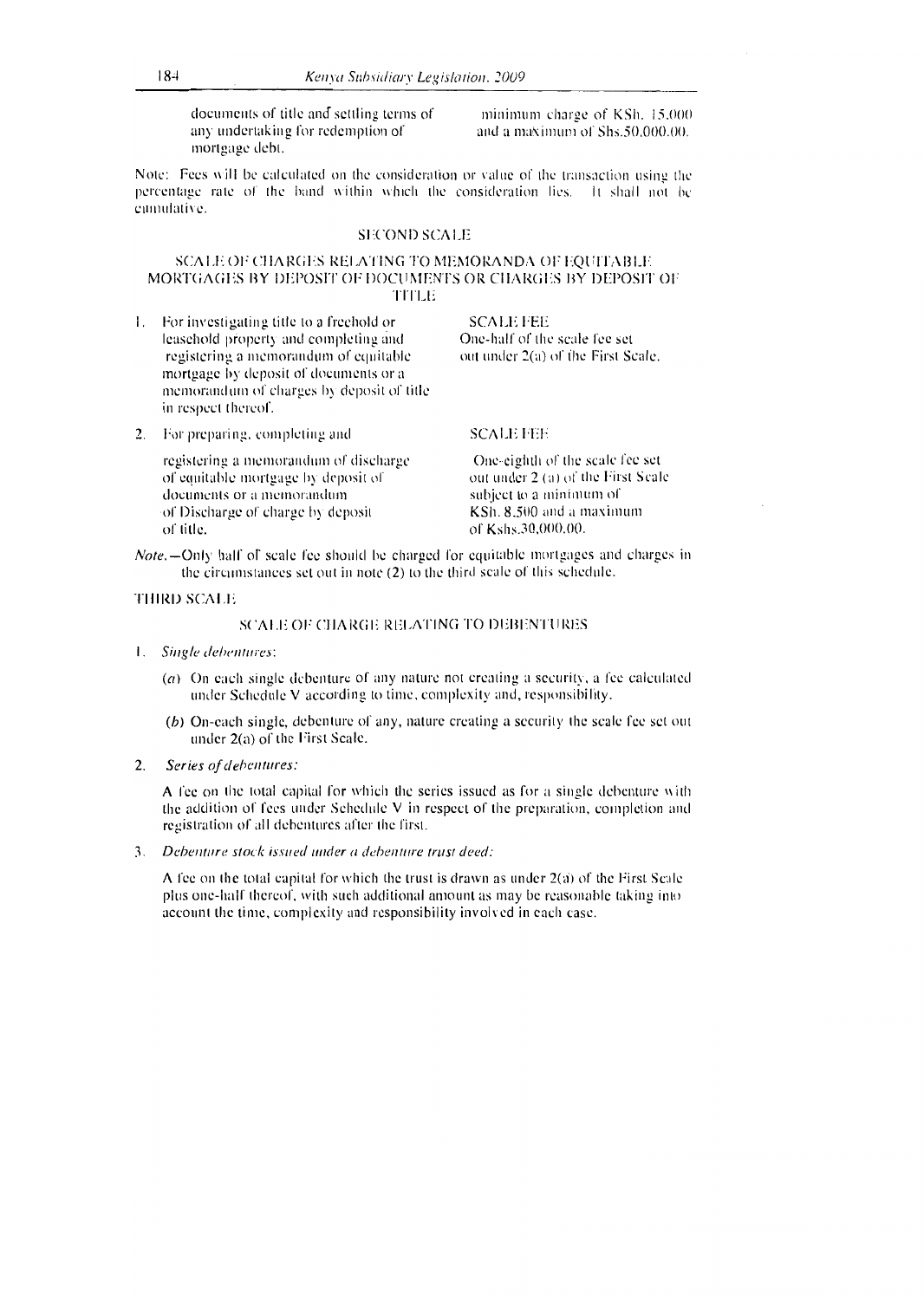| documents of title and settling terms of any undertaking for redemption of mortgage debt. | minimum charge of KSh. 15,000 and a maximum of Shs.50,000.00. |
|---|---|

Note: Fees will be calculated on the consideration or value of the transaction using the percentage rate of the band within which the consideration lies. It shall not be cumulative.

## SECOND SCALE

### SCALE OF CHARGES RELATING TO MEMORANDA OF EQUITABLE MORTGAGES BY DEPOSIT OF DOCUMENTS OR CHARGES BY DEPOSIT OF TITLE

| | | SCALE FEE |
|---|---|---|
| 1. | For investigating title to a freehold or leasehold property and completing and registering a memorandum of equitable mortgage by deposit of documents or a memorandum of charges by deposit of title in respect thereof. | One-half of the scale fee set out under 2(a) of the First Scale. |
| 2. | For preparing, completing and registering a memorandum of discharge of equitable mortgage by deposit of documents or a memorandum of Discharge of charge by deposit of title. | SCALE FEE<br>One-eighth of the scale fee set out under 2 (a) of the First Scale subject to a minimum of KSh. 8,500 and a maximum of Kshs.30,000.00. |

*Note.*—Only half of scale fee should be charged for equitable mortgages and charges in the circumstances set out in note (2) to the third scale of this schedule.

## THIRD SCALE

### SCALE OF CHARGE RELATING TO DEBENTURES

1. *Single debentures*:

   (*a*) On each single debenture of any nature not creating a security, a fee calculated under Schedule V according to time, complexity and, responsibility.

   (*b*) On-each single, debenture of any, nature creating a security the scale fee set out under 2(a) of the First Scale.

2. *Series of debentures:*

   A fee on the total capital for which the series issued as for a single debenture with the addition of fees under Schedule V in respect of the preparation, completion and registration of all debentures after the first.

3. *Debenture stock issued under a debenture trust deed:*

   A fee on the total capital for which the trust is drawn as under 2(a) of the First Scale plus one-half thereof, with such additional amount as may be reasonable taking into account the time, complexity and responsibility involved in each case.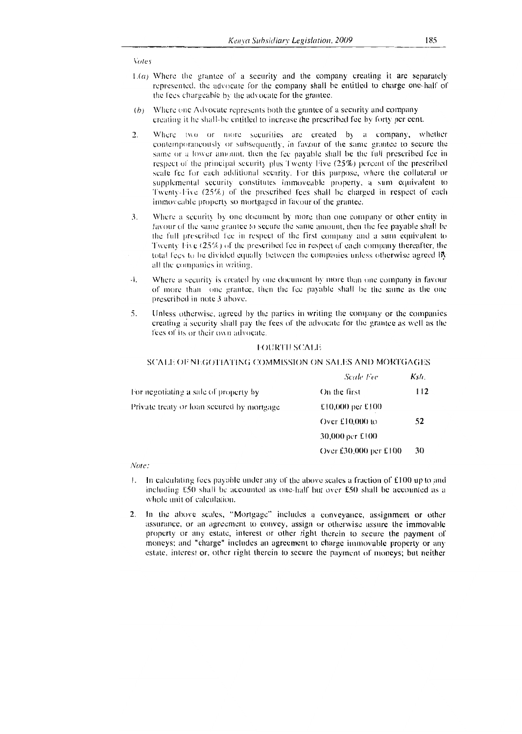*Notes*

1.(*a*) Where the grantee of a security and the company creating it are separately represented, the advocate for the company shall be entitled to charge one-half of the fees chargeable by the advocate for the grantee.

(*b*) Where one Advocate represents both the grantee of a security and company creating it he shall be entitled to increase the prescribed fee by forty per cent.

2. Where two or more securities are created by a company, whether contemporaneously or subsequently, in favour of the same grantee to secure the same or a lower amount, then the fee payable shall be the full prescribed fee in respect of the principal security plus Twenty Five (25%) percent of the prescribed scale fee for each additional security. For this purpose, where the collateral or supplemental security constitutes immoveable property, a sum equivalent to Twenty-Five (25%) of the prescribed fees shall be charged in respect of each immoveable property so mortgaged in favour of the grantee.

3. Where a security by one document by more than one company or other entity in favour of the same grantee to secure the same amount, then the fee payable shall be the full prescribed fee in respect of the first company and a sum equivalent to Twenty Five (25%) of the prescribed fee in respect of each company thereafter, the total fees to be divided equally between the companies unless otherwise agreed by all the companies in writing.

4. Where a security is created by one document by more than one company in favour of more than one grantee, then the fee payable shall be the same as the one prescribed in note 3 above.

5. Unless otherwise, agreed by the parties in writing the company or the companies creating a security shall pay the fees of the advocate for the grantee as well as the fees of its or their own advocate.

## FOURTH SCALE

### SCALE OF NEGOTIATING COMMISSION ON SALES AND MORTGAGES

| | *Scale Fee* | *Ksh.* |
|---|---|---|
| For negotiating a sale of property by Private treaty or loan secured by mortgage | On the first £10,000 per £100 | 112 |
| | Over £10,000 to 30,000 per £100 | 52 |
| | Over £30,000 per £100 | 30 |

*Note:*

1. In calculating fees payable under any of the above scales a fraction of £100 up to and including £50 shall be accounted as one-half but over £50 shall be accounted as a whole unit of calculation.

2. In the above scales, "Mortgage" includes a conveyance, assignment or other assurance, or an agreement to convey, assign or otherwise assure the immovable property or any estate, interest or other right therein to secure the payment of moneys; and "charge" includes an agreement to charge immovable property or any estate, interest or, other right therein to secure the payment of moneys; but neither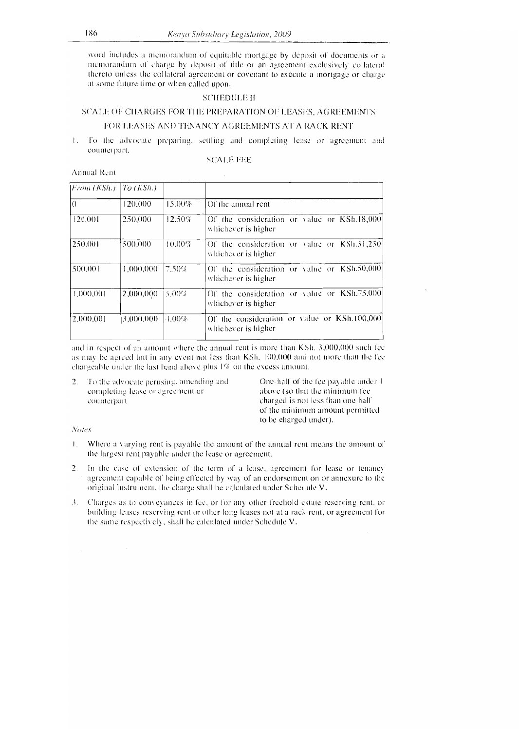word includes a memorandum of equitable mortgage by deposit of documents or a memorandum of charge by deposit of title or an agreement exclusively collateral thereto unless the collateral agreement or covenant to execute a mortgage or charge at some future time or when called upon.

## SCHEDULE II

### SCALE OF CHARGES FOR THE PREPARATION OF LEASES, AGREEMENTS FOR LEASES AND TENANCY AGREEMENTS AT A RACK RENT

1. To the advocate preparing, settling and completing lease or agreement and counterpart.

SCALE FEE

Annual Rent

| *From (KSh.)* | *To (KSh.)* | | |
|---|---|---|---|
| 0 | 120,000 | 15.00% | Of the annual rent |
| 120,001 | 250,000 | 12.50% | Of the consideration or value or KSh.18,000 whichever is higher |
| 250,001 | 500,000 | 10.00% | Of the consideration or value or KSh.31,250 whichever is higher |
| 500,001 | 1,000,000 | 7.50% | Of the consideration or value or KSh.50,000 whichever is higher |
| 1,000,001 | 2,000,000 | 5.00% | Of the consideration or value or KSh.75,000 whichever is higher |
| 2,000,001 | 3,000,000 | 4.00% | Of the consideration or value or KSh.100,000 whichever is higher |

and in respect of an amount where the annual rent is more than KSh. 3,000,000 such fee as may be agreed but in any event not less than KSh. 100,000 and not more than the fee chargeable under the last band above plus 1% on the excess amount.

2. To the advocate perusing, amending and completing lease or agreement or counterpart — One-half of the fee payable under 1 above (so that the minimum fee charged is not less than one half of the minimum amount permitted to be charged under).

*Notes*

1. Where a varying rent is payable the amount of the annual rent means the amount of the largest rent payable under the lease or agreement.
2. In the case of extension of the term of a lease, agreement for lease or tenancy agreement capable of being effected by way of an endorsement on or annexure to the original instrument, the charge shall be calculated under Schedule V.
3. Charges as to conveyances in fee, or for any other freehold estate reserving rent, or building leases reserving rent or other long leases not at a rack rent, or agreement for the same respectively, shall be calculated under Schedule V.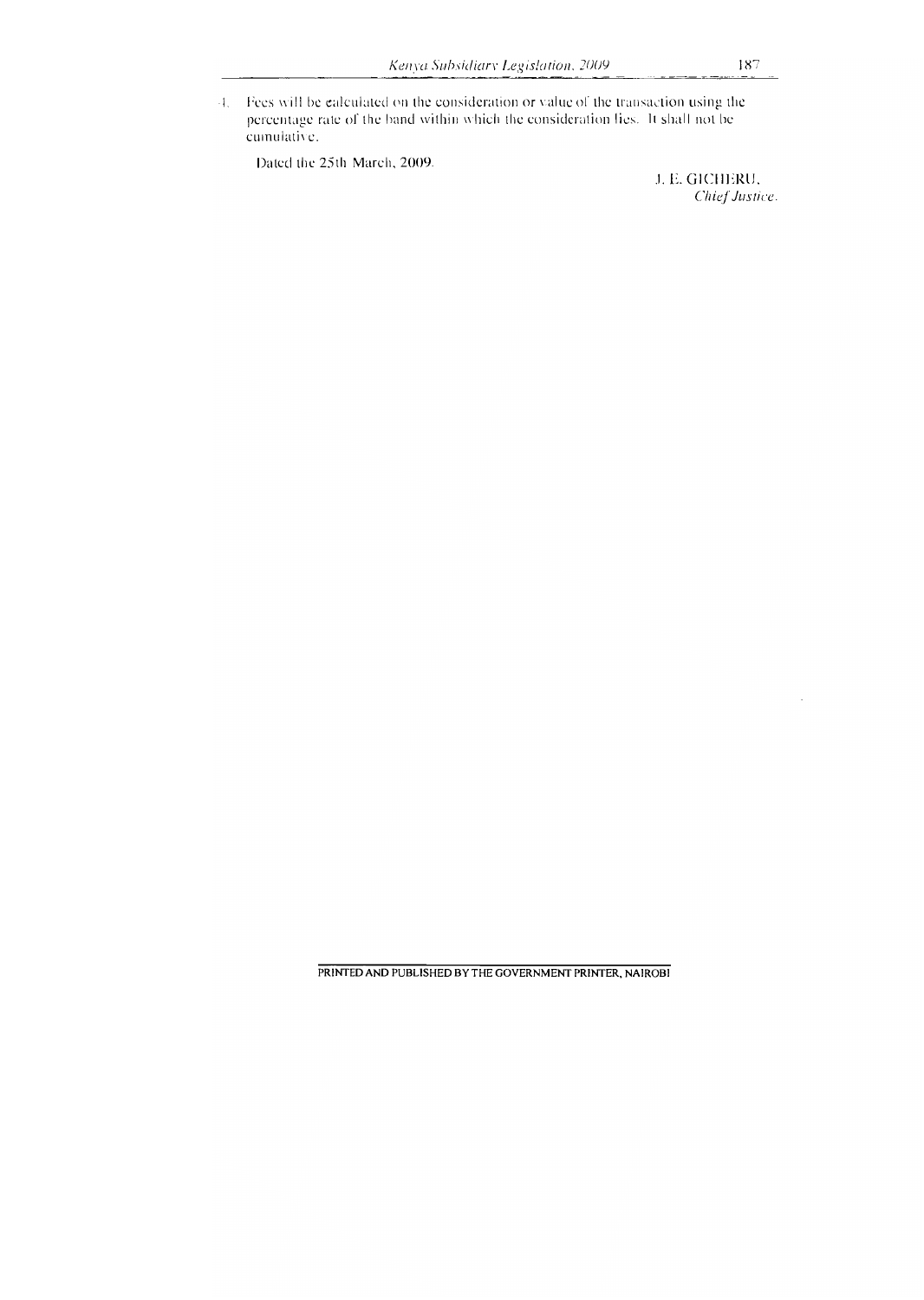4. Fees will be calculated on the consideration or value of the transaction using the percentage rate of the band within which the consideration lies. It shall not be cumulative.

Dated the 25th March, 2009.

J. E. GICHERU,
*Chief Justice.*

PRINTED AND PUBLISHED BY THE GOVERNMENT PRINTER, NAIROBI